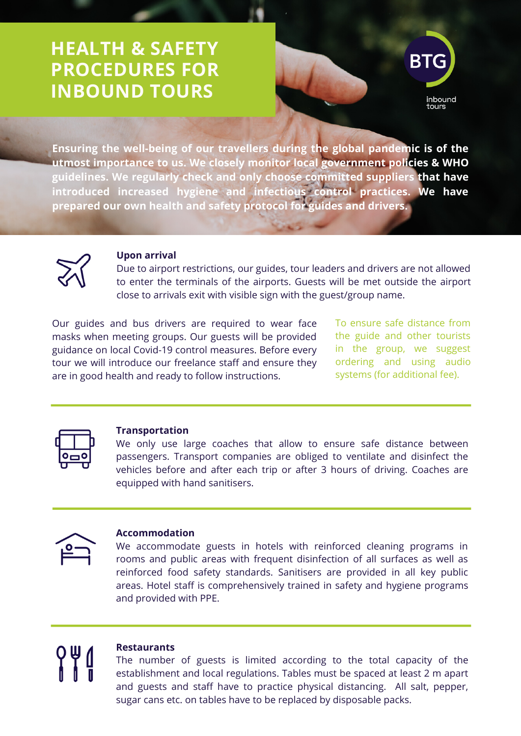# HEALTH & SAFETY PROCEDURES FOR INBOUND TOURS

BTG inbound tours

**Ensuring the well-being of our travellers during the global pandemic is of the utmost importance to us. We closely monitor local government policies & WHO guidelines. We regularly check and only choose committed suppliers that have introduced increased hygiene and infectious control practices. We have prepared our own health and safety protocol for guides and drivers.**

## Upon arrival

Due to airport restrictions, our guides, tour leaders and drivers are not allowed to enter the terminals of the airports. Guests will be met outside the airport close to arrivals exit with visible sign with the guest/group name.

Our guides and bus drivers are required to wear face masks when meeting groups. Our guests will be provided guidance on local Covid-19 control measures. Before every tour we will introduce our freelance staff and ensure they are in good health and ready to follow instructions.

To ensure safe distance from the guide and other tourists in the group, we suggest ordering and using audio systems (for additional fee).

## Transportation

We only use large coaches that allow to ensure safe distance between passengers. Transport companies are obliged to ventilate and disinfect the vehicles before and after each trip or after 3 hours of driving. Coaches are equipped with hand sanitisers.

## Accommodation

We accommodate guests in hotels with reinforced cleaning programs in rooms and public areas with frequent disinfection of all surfaces as well as reinforced food safety standards. Sanitisers are provided in all key public areas. Hotel staff is comprehensively trained in safety and hygiene programs and provided with PPE.

## Restaurants

The number of guests is limited according to the total capacity of the establishment and local regulations. Tables must be spaced at least 2 m apart and guests and staff have to practice physical distancing. All salt, pepper, sugar cans etc. on tables have to be replaced by disposable packs.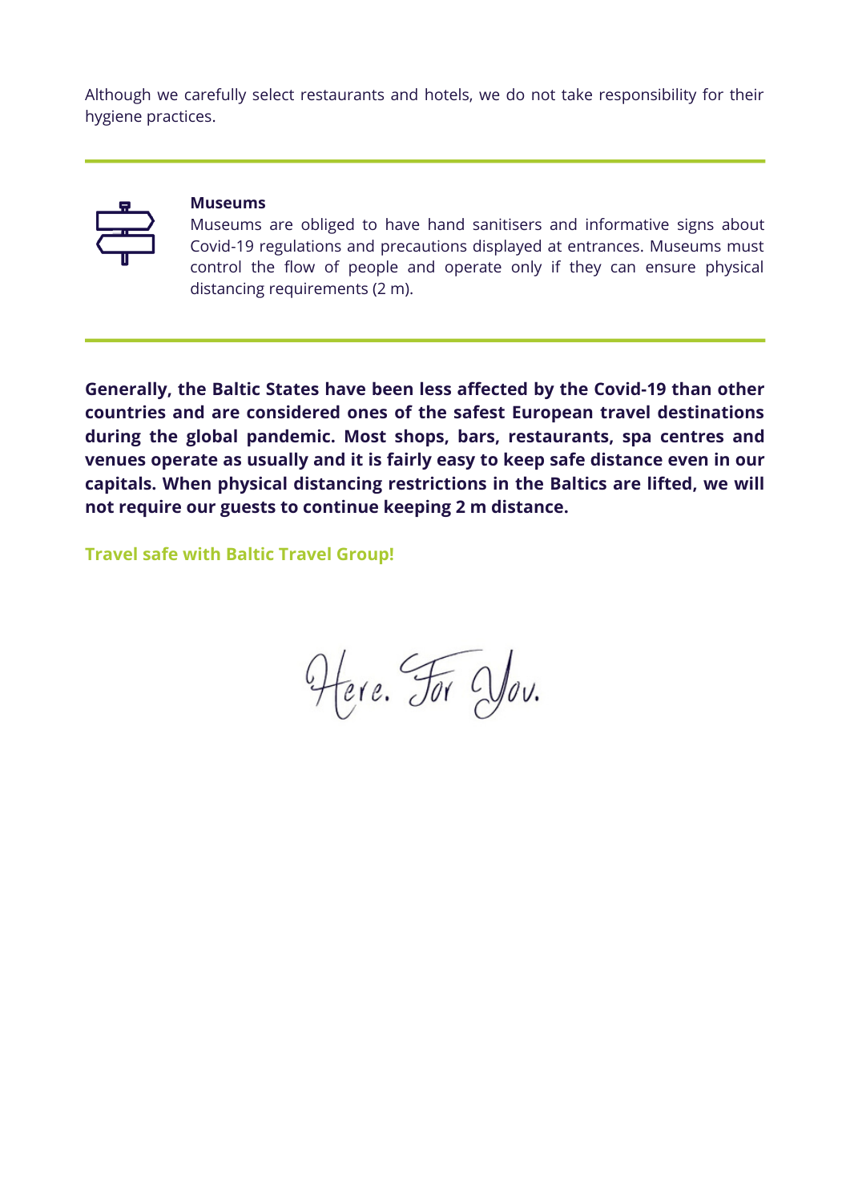Although we carefully select restaurants and hotels, we do not take responsibility for their hygiene practices.

---

**Museums**

Museums are obliged to have hand sanitisers and informative signs about Covid-19 regulations and precautions displayed at entrances. Museums must control the flow of people and operate only if they can ensure physical distancing requirements (2 m).

---

**Generally, the Baltic States have been less affected by the Covid-19 than other countries and are considered ones of the safest European travel destinations during the global pandemic. Most shops, bars, restaurants, spa centres and venues operate as usually and it is fairly easy to keep safe distance even in our capitals. When physical distancing restrictions in the Baltics are lifted, we will not require our guests to continue keeping 2 m distance.**

**Travel safe with Baltic Travel Group!**

*Here. For You.*